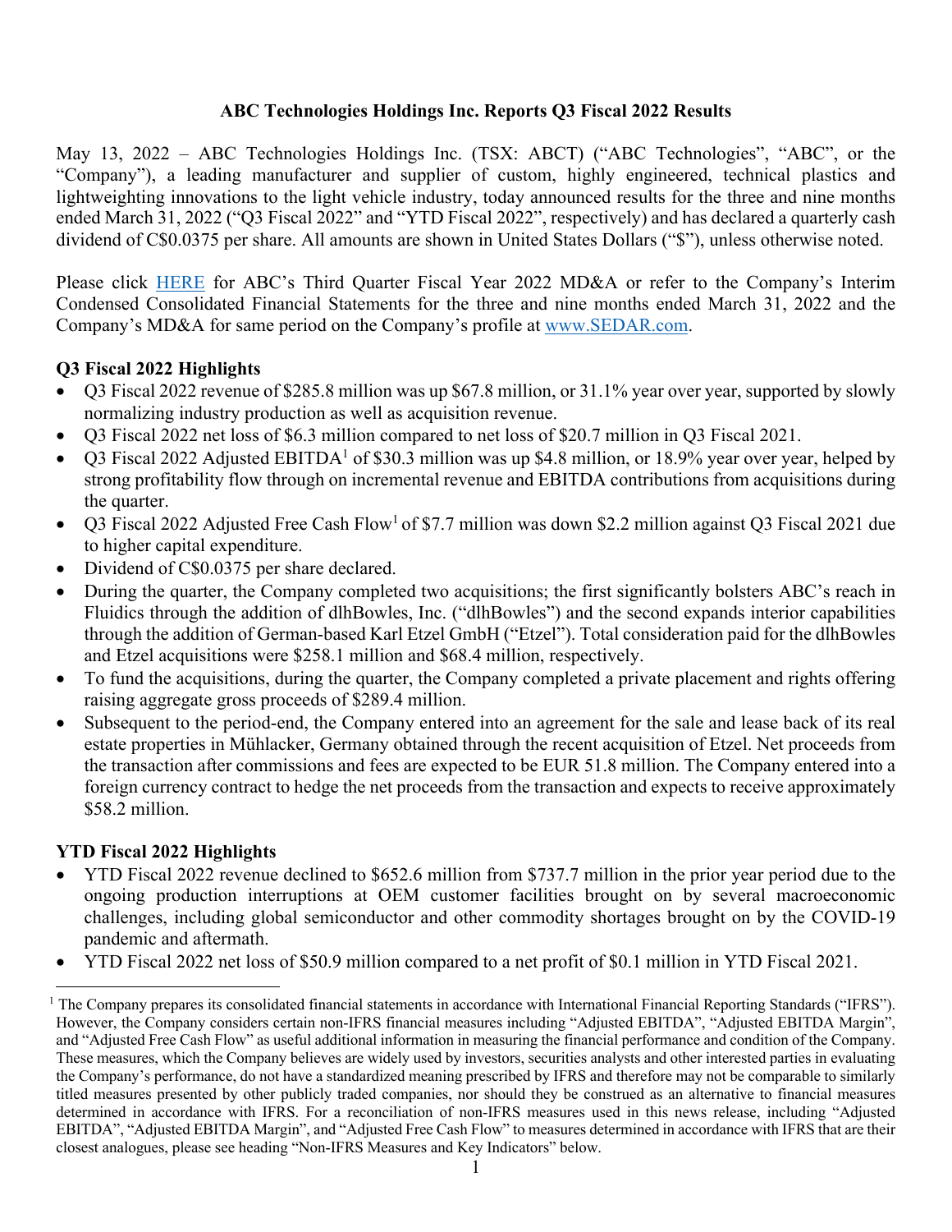# ABC Technologies Holdings Inc. Reports Q3 Fiscal 2022 Results

May 13, 2022 – ABC Technologies Holdings Inc. (TSX: ABCT) ("ABC Technologies", "ABC", or the "Company"), a leading manufacturer and supplier of custom, highly engineered, technical plastics and lightweighting innovations to the light vehicle industry, today announced results for the three and nine months ended March 31, 2022 ("Q3 Fiscal 2022" and "YTD Fiscal 2022", respectively) and has declared a quarterly cash dividend of C$0.0375 per share. All amounts are shown in United States Dollars ("$"), unless otherwise noted.

Please click [HERE](HERE) for ABC's Third Quarter Fiscal Year 2022 MD&A or refer to the Company's Interim Condensed Consolidated Financial Statements for the three and nine months ended March 31, 2022 and the Company's MD&A for same period on the Company's profile at [www.SEDAR.com](www.SEDAR.com).

## Q3 Fiscal 2022 Highlights

- Q3 Fiscal 2022 revenue of $285.8 million was up $67.8 million, or 31.1% year over year, supported by slowly normalizing industry production as well as acquisition revenue.
- Q3 Fiscal 2022 net loss of $6.3 million compared to net loss of $20.7 million in Q3 Fiscal 2021.
- Q3 Fiscal 2022 Adjusted EBITDA[1] of $30.3 million was up $4.8 million, or 18.9% year over year, helped by strong profitability flow through on incremental revenue and EBITDA contributions from acquisitions during the quarter.
- Q3 Fiscal 2022 Adjusted Free Cash Flow[1] of $7.7 million was down $2.2 million against Q3 Fiscal 2021 due to higher capital expenditure.
- Dividend of C$0.0375 per share declared.
- During the quarter, the Company completed two acquisitions; the first significantly bolsters ABC's reach in Fluidics through the addition of dlhBowles, Inc. ("dlhBowles") and the second expands interior capabilities through the addition of German-based Karl Etzel GmbH ("Etzel"). Total consideration paid for the dlhBowles and Etzel acquisitions were $258.1 million and $68.4 million, respectively.
- To fund the acquisitions, during the quarter, the Company completed a private placement and rights offering raising aggregate gross proceeds of $289.4 million.
- Subsequent to the period-end, the Company entered into an agreement for the sale and lease back of its real estate properties in Mühlacker, Germany obtained through the recent acquisition of Etzel. Net proceeds from the transaction after commissions and fees are expected to be EUR 51.8 million. The Company entered into a foreign currency contract to hedge the net proceeds from the transaction and expects to receive approximately $58.2 million.

## YTD Fiscal 2022 Highlights

- YTD Fiscal 2022 revenue declined to $652.6 million from $737.7 million in the prior year period due to the ongoing production interruptions at OEM customer facilities brought on by several macroeconomic challenges, including global semiconductor and other commodity shortages brought on by the COVID-19 pandemic and aftermath.
- YTD Fiscal 2022 net loss of $50.9 million compared to a net profit of $0.1 million in YTD Fiscal 2021.

[1] The Company prepares its consolidated financial statements in accordance with International Financial Reporting Standards ("IFRS"). However, the Company considers certain non-IFRS financial measures including "Adjusted EBITDA", "Adjusted EBITDA Margin", and "Adjusted Free Cash Flow" as useful additional information in measuring the financial performance and condition of the Company. These measures, which the Company believes are widely used by investors, securities analysts and other interested parties in evaluating the Company's performance, do not have a standardized meaning prescribed by IFRS and therefore may not be comparable to similarly titled measures presented by other publicly traded companies, nor should they be construed as an alternative to financial measures determined in accordance with IFRS. For a reconciliation of non-IFRS measures used in this news release, including "Adjusted EBITDA", "Adjusted EBITDA Margin", and "Adjusted Free Cash Flow" to measures determined in accordance with IFRS that are their closest analogues, please see heading "Non-IFRS Measures and Key Indicators" below.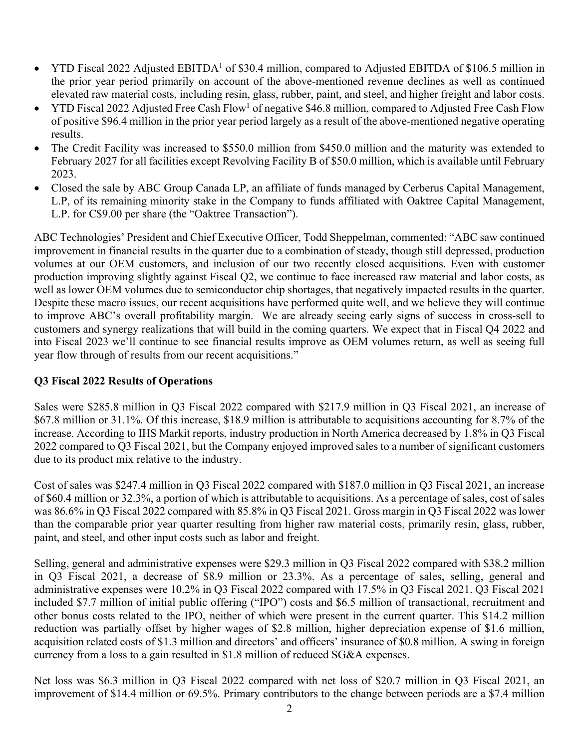- YTD Fiscal 2022 Adjusted EBITDA[1] of $30.4 million, compared to Adjusted EBITDA of $106.5 million in the prior year period primarily on account of the above-mentioned revenue declines as well as continued elevated raw material costs, including resin, glass, rubber, paint, and steel, and higher freight and labor costs.
- YTD Fiscal 2022 Adjusted Free Cash Flow[1] of negative $46.8 million, compared to Adjusted Free Cash Flow of positive $96.4 million in the prior year period largely as a result of the above-mentioned negative operating results.
- The Credit Facility was increased to $550.0 million from $450.0 million and the maturity was extended to February 2027 for all facilities except Revolving Facility B of $50.0 million, which is available until February 2023.
- Closed the sale by ABC Group Canada LP, an affiliate of funds managed by Cerberus Capital Management, L.P, of its remaining minority stake in the Company to funds affiliated with Oaktree Capital Management, L.P. for C$9.00 per share (the "Oaktree Transaction").

ABC Technologies' President and Chief Executive Officer, Todd Sheppelman, commented: "ABC saw continued improvement in financial results in the quarter due to a combination of steady, though still depressed, production volumes at our OEM customers, and inclusion of our two recently closed acquisitions. Even with customer production improving slightly against Fiscal Q2, we continue to face increased raw material and labor costs, as well as lower OEM volumes due to semiconductor chip shortages, that negatively impacted results in the quarter. Despite these macro issues, our recent acquisitions have performed quite well, and we believe they will continue to improve ABC's overall profitability margin. We are already seeing early signs of success in cross-sell to customers and synergy realizations that will build in the coming quarters. We expect that in Fiscal Q4 2022 and into Fiscal 2023 we'll continue to see financial results improve as OEM volumes return, as well as seeing full year flow through of results from our recent acquisitions."

## Q3 Fiscal 2022 Results of Operations

Sales were $285.8 million in Q3 Fiscal 2022 compared with $217.9 million in Q3 Fiscal 2021, an increase of $67.8 million or 31.1%. Of this increase, $18.9 million is attributable to acquisitions accounting for 8.7% of the increase. According to IHS Markit reports, industry production in North America decreased by 1.8% in Q3 Fiscal 2022 compared to Q3 Fiscal 2021, but the Company enjoyed improved sales to a number of significant customers due to its product mix relative to the industry.

Cost of sales was $247.4 million in Q3 Fiscal 2022 compared with $187.0 million in Q3 Fiscal 2021, an increase of $60.4 million or 32.3%, a portion of which is attributable to acquisitions. As a percentage of sales, cost of sales was 86.6% in Q3 Fiscal 2022 compared with 85.8% in Q3 Fiscal 2021. Gross margin in Q3 Fiscal 2022 was lower than the comparable prior year quarter resulting from higher raw material costs, primarily resin, glass, rubber, paint, and steel, and other input costs such as labor and freight.

Selling, general and administrative expenses were $29.3 million in Q3 Fiscal 2022 compared with $38.2 million in Q3 Fiscal 2021, a decrease of $8.9 million or 23.3%. As a percentage of sales, selling, general and administrative expenses were 10.2% in Q3 Fiscal 2022 compared with 17.5% in Q3 Fiscal 2021. Q3 Fiscal 2021 included $7.7 million of initial public offering ("IPO") costs and $6.5 million of transactional, recruitment and other bonus costs related to the IPO, neither of which were present in the current quarter. This $14.2 million reduction was partially offset by higher wages of $2.8 million, higher depreciation expense of $1.6 million, acquisition related costs of $1.3 million and directors' and officers' insurance of $0.8 million. A swing in foreign currency from a loss to a gain resulted in $1.8 million of reduced SG&A expenses.

Net loss was $6.3 million in Q3 Fiscal 2022 compared with net loss of $20.7 million in Q3 Fiscal 2021, an improvement of $14.4 million or 69.5%. Primary contributors to the change between periods are a $7.4 million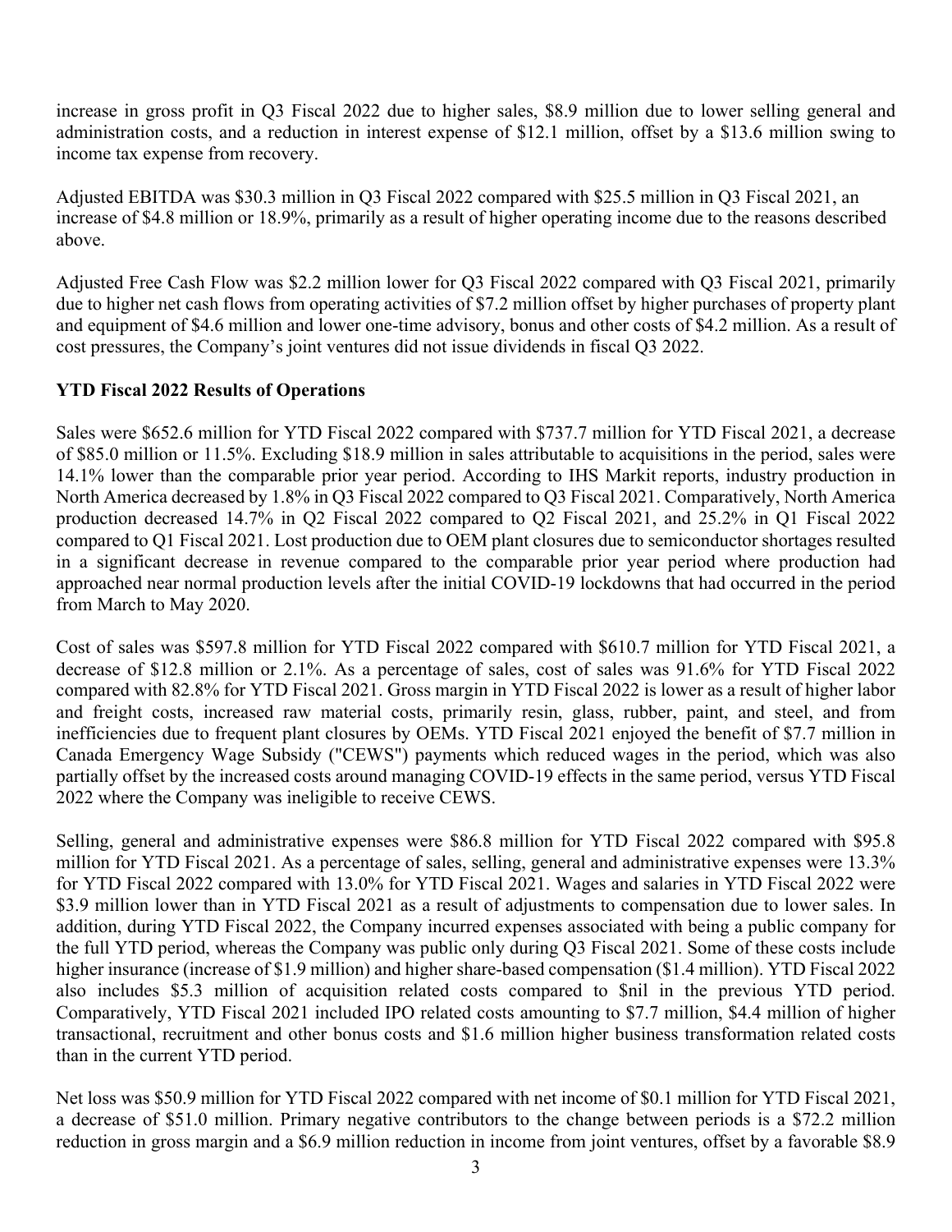increase in gross profit in Q3 Fiscal 2022 due to higher sales, $8.9 million due to lower selling general and administration costs, and a reduction in interest expense of $12.1 million, offset by a $13.6 million swing to income tax expense from recovery.

Adjusted EBITDA was $30.3 million in Q3 Fiscal 2022 compared with $25.5 million in Q3 Fiscal 2021, an increase of $4.8 million or 18.9%, primarily as a result of higher operating income due to the reasons described above.

Adjusted Free Cash Flow was $2.2 million lower for Q3 Fiscal 2022 compared with Q3 Fiscal 2021, primarily due to higher net cash flows from operating activities of $7.2 million offset by higher purchases of property plant and equipment of $4.6 million and lower one-time advisory, bonus and other costs of $4.2 million. As a result of cost pressures, the Company's joint ventures did not issue dividends in fiscal Q3 2022.

**YTD Fiscal 2022 Results of Operations**

Sales were $652.6 million for YTD Fiscal 2022 compared with $737.7 million for YTD Fiscal 2021, a decrease of $85.0 million or 11.5%. Excluding $18.9 million in sales attributable to acquisitions in the period, sales were 14.1% lower than the comparable prior year period. According to IHS Markit reports, industry production in North America decreased by 1.8% in Q3 Fiscal 2022 compared to Q3 Fiscal 2021. Comparatively, North America production decreased 14.7% in Q2 Fiscal 2022 compared to Q2 Fiscal 2021, and 25.2% in Q1 Fiscal 2022 compared to Q1 Fiscal 2021. Lost production due to OEM plant closures due to semiconductor shortages resulted in a significant decrease in revenue compared to the comparable prior year period where production had approached near normal production levels after the initial COVID-19 lockdowns that had occurred in the period from March to May 2020.

Cost of sales was $597.8 million for YTD Fiscal 2022 compared with $610.7 million for YTD Fiscal 2021, a decrease of $12.8 million or 2.1%. As a percentage of sales, cost of sales was 91.6% for YTD Fiscal 2022 compared with 82.8% for YTD Fiscal 2021. Gross margin in YTD Fiscal 2022 is lower as a result of higher labor and freight costs, increased raw material costs, primarily resin, glass, rubber, paint, and steel, and from inefficiencies due to frequent plant closures by OEMs. YTD Fiscal 2021 enjoyed the benefit of $7.7 million in Canada Emergency Wage Subsidy ("CEWS") payments which reduced wages in the period, which was also partially offset by the increased costs around managing COVID-19 effects in the same period, versus YTD Fiscal 2022 where the Company was ineligible to receive CEWS.

Selling, general and administrative expenses were $86.8 million for YTD Fiscal 2022 compared with $95.8 million for YTD Fiscal 2021. As a percentage of sales, selling, general and administrative expenses were 13.3% for YTD Fiscal 2022 compared with 13.0% for YTD Fiscal 2021. Wages and salaries in YTD Fiscal 2022 were $3.9 million lower than in YTD Fiscal 2021 as a result of adjustments to compensation due to lower sales. In addition, during YTD Fiscal 2022, the Company incurred expenses associated with being a public company for the full YTD period, whereas the Company was public only during Q3 Fiscal 2021. Some of these costs include higher insurance (increase of $1.9 million) and higher share-based compensation ($1.4 million). YTD Fiscal 2022 also includes $5.3 million of acquisition related costs compared to $nil in the previous YTD period. Comparatively, YTD Fiscal 2021 included IPO related costs amounting to $7.7 million, $4.4 million of higher transactional, recruitment and other bonus costs and $1.6 million higher business transformation related costs than in the current YTD period.

Net loss was $50.9 million for YTD Fiscal 2022 compared with net income of $0.1 million for YTD Fiscal 2021, a decrease of $51.0 million. Primary negative contributors to the change between periods is a $72.2 million reduction in gross margin and a $6.9 million reduction in income from joint ventures, offset by a favorable $8.9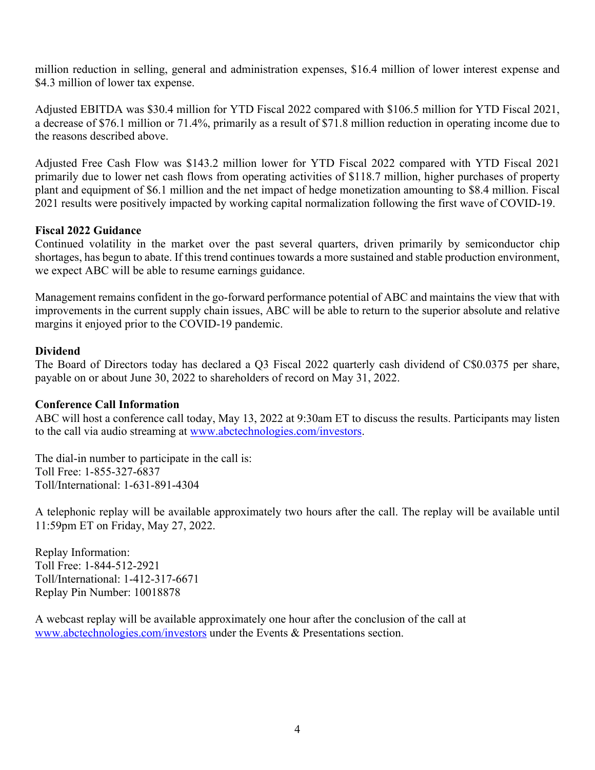million reduction in selling, general and administration expenses, $16.4 million of lower interest expense and $4.3 million of lower tax expense.

Adjusted EBITDA was $30.4 million for YTD Fiscal 2022 compared with $106.5 million for YTD Fiscal 2021, a decrease of $76.1 million or 71.4%, primarily as a result of $71.8 million reduction in operating income due to the reasons described above.

Adjusted Free Cash Flow was $143.2 million lower for YTD Fiscal 2022 compared with YTD Fiscal 2021 primarily due to lower net cash flows from operating activities of $118.7 million, higher purchases of property plant and equipment of $6.1 million and the net impact of hedge monetization amounting to $8.4 million. Fiscal 2021 results were positively impacted by working capital normalization following the first wave of COVID-19.

**Fiscal 2022 Guidance**

Continued volatility in the market over the past several quarters, driven primarily by semiconductor chip shortages, has begun to abate. If this trend continues towards a more sustained and stable production environment, we expect ABC will be able to resume earnings guidance.

Management remains confident in the go-forward performance potential of ABC and maintains the view that with improvements in the current supply chain issues, ABC will be able to return to the superior absolute and relative margins it enjoyed prior to the COVID-19 pandemic.

**Dividend**

The Board of Directors today has declared a Q3 Fiscal 2022 quarterly cash dividend of C$0.0375 per share, payable on or about June 30, 2022 to shareholders of record on May 31, 2022.

**Conference Call Information**

ABC will host a conference call today, May 13, 2022 at 9:30am ET to discuss the results. Participants may listen to the call via audio streaming at www.abctechnologies.com/investors.

The dial-in number to participate in the call is:
Toll Free: 1-855-327-6837
Toll/International: 1-631-891-4304

A telephonic replay will be available approximately two hours after the call. The replay will be available until 11:59pm ET on Friday, May 27, 2022.

Replay Information:
Toll Free: 1-844-512-2921
Toll/International: 1-412-317-6671
Replay Pin Number: 10018878

A webcast replay will be available approximately one hour after the conclusion of the call at www.abctechnologies.com/investors under the Events & Presentations section.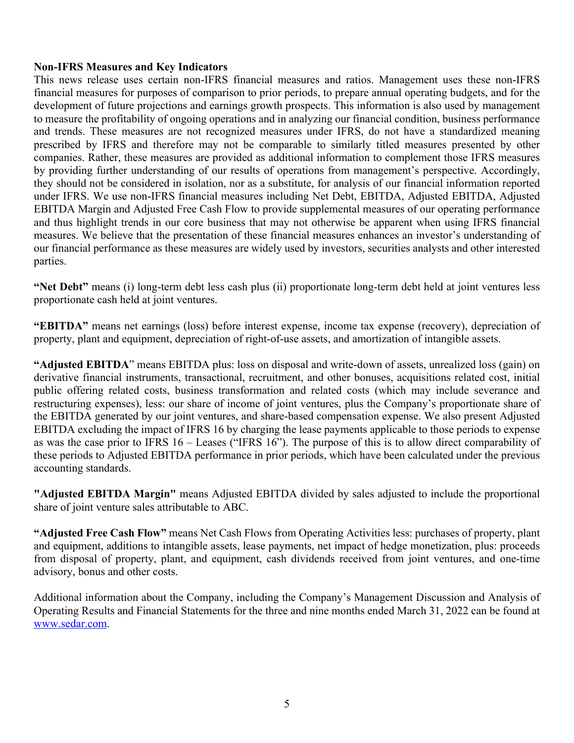**Non-IFRS Measures and Key Indicators**

This news release uses certain non-IFRS financial measures and ratios. Management uses these non-IFRS financial measures for purposes of comparison to prior periods, to prepare annual operating budgets, and for the development of future projections and earnings growth prospects. This information is also used by management to measure the profitability of ongoing operations and in analyzing our financial condition, business performance and trends. These measures are not recognized measures under IFRS, do not have a standardized meaning prescribed by IFRS and therefore may not be comparable to similarly titled measures presented by other companies. Rather, these measures are provided as additional information to complement those IFRS measures by providing further understanding of our results of operations from management's perspective. Accordingly, they should not be considered in isolation, nor as a substitute, for analysis of our financial information reported under IFRS. We use non-IFRS financial measures including Net Debt, EBITDA, Adjusted EBITDA, Adjusted EBITDA Margin and Adjusted Free Cash Flow to provide supplemental measures of our operating performance and thus highlight trends in our core business that may not otherwise be apparent when using IFRS financial measures. We believe that the presentation of these financial measures enhances an investor's understanding of our financial performance as these measures are widely used by investors, securities analysts and other interested parties.

**"Net Debt"** means (i) long-term debt less cash plus (ii) proportionate long-term debt held at joint ventures less proportionate cash held at joint ventures.

**"EBITDA"** means net earnings (loss) before interest expense, income tax expense (recovery), depreciation of property, plant and equipment, depreciation of right-of-use assets, and amortization of intangible assets.

**"Adjusted EBITDA"** means EBITDA plus: loss on disposal and write-down of assets, unrealized loss (gain) on derivative financial instruments, transactional, recruitment, and other bonuses, acquisitions related cost, initial public offering related costs, business transformation and related costs (which may include severance and restructuring expenses), less: our share of income of joint ventures, plus the Company's proportionate share of the EBITDA generated by our joint ventures, and share-based compensation expense. We also present Adjusted EBITDA excluding the impact of IFRS 16 by charging the lease payments applicable to those periods to expense as was the case prior to IFRS 16 – Leases ("IFRS 16"). The purpose of this is to allow direct comparability of these periods to Adjusted EBITDA performance in prior periods, which have been calculated under the previous accounting standards.

**"Adjusted EBITDA Margin"** means Adjusted EBITDA divided by sales adjusted to include the proportional share of joint venture sales attributable to ABC.

**"Adjusted Free Cash Flow"** means Net Cash Flows from Operating Activities less: purchases of property, plant and equipment, additions to intangible assets, lease payments, net impact of hedge monetization, plus: proceeds from disposal of property, plant, and equipment, cash dividends received from joint ventures, and one-time advisory, bonus and other costs.

Additional information about the Company, including the Company's Management Discussion and Analysis of Operating Results and Financial Statements for the three and nine months ended March 31, 2022 can be found at [www.sedar.com](http://www.sedar.com).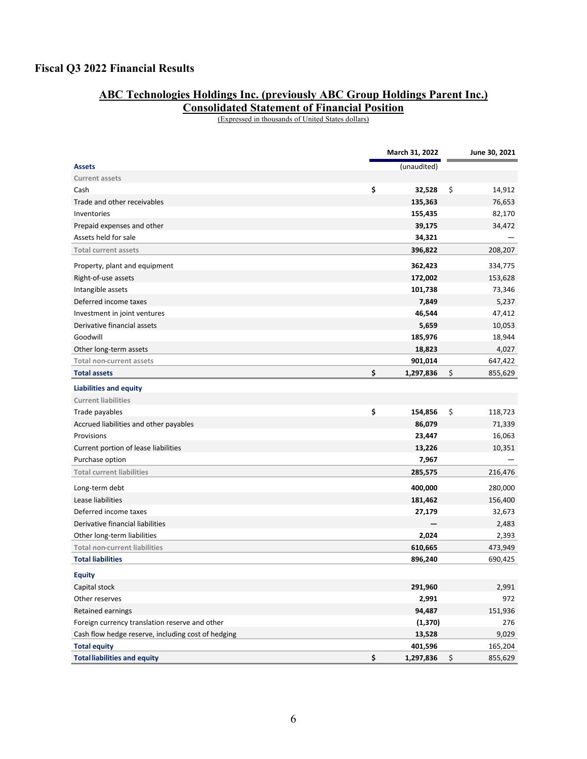# Fiscal Q3 2022 Financial Results

## ABC Technologies Holdings Inc. (previously ABC Group Holdings Parent Inc.)
## Consolidated Statement of Financial Position

(Expressed in thousands of United States dollars)

| | March 31, 2022 | June 30, 2021 |
|---|---|---|
| **Assets** | (unaudited) | |
| Current assets | | |
| Cash | $ **32,528** | $ 14,912 |
| Trade and other receivables | **135,363** | 76,653 |
| Inventories | **155,435** | 82,170 |
| Prepaid expenses and other | **39,175** | 34,472 |
| Assets held for sale | **34,321** | — |
| Total current assets | **396,822** | 208,207 |
| Property, plant and equipment | **362,423** | 334,775 |
| Right-of-use assets | **172,002** | 153,628 |
| Intangible assets | **101,738** | 73,346 |
| Deferred income taxes | **7,849** | 5,237 |
| Investment in joint ventures | **46,544** | 47,412 |
| Derivative financial assets | **5,659** | 10,053 |
| Goodwill | **185,976** | 18,944 |
| Other long-term assets | **18,823** | 4,027 |
| Total non-current assets | **901,014** | 647,422 |
| **Total assets** | $ **1,297,836** | $ 855,629 |
| **Liabilities and equity** | | |
| Current liabilities | | |
| Trade payables | $ **154,856** | $ 118,723 |
| Accrued liabilities and other payables | **86,079** | 71,339 |
| Provisions | **23,447** | 16,063 |
| Current portion of lease liabilities | **13,226** | 10,351 |
| Purchase option | **7,967** | — |
| Total current liabilities | **285,575** | 216,476 |
| Long-term debt | **400,000** | 280,000 |
| Lease liabilities | **181,462** | 156,400 |
| Deferred income taxes | **27,179** | 32,673 |
| Derivative financial liabilities | **—** | 2,483 |
| Other long-term liabilities | **2,024** | 2,393 |
| Total non-current liabilities | **610,665** | 473,949 |
| **Total liabilities** | **896,240** | 690,425 |
| **Equity** | | |
| Capital stock | **291,960** | 2,991 |
| Other reserves | **2,991** | 972 |
| Retained earnings | **94,487** | 151,936 |
| Foreign currency translation reserve and other | **(1,370)** | 276 |
| Cash flow hedge reserve, including cost of hedging | **13,528** | 9,029 |
| **Total equity** | **401,596** | 165,204 |
| **Total liabilities and equity** | $ **1,297,836** | $ 855,629 |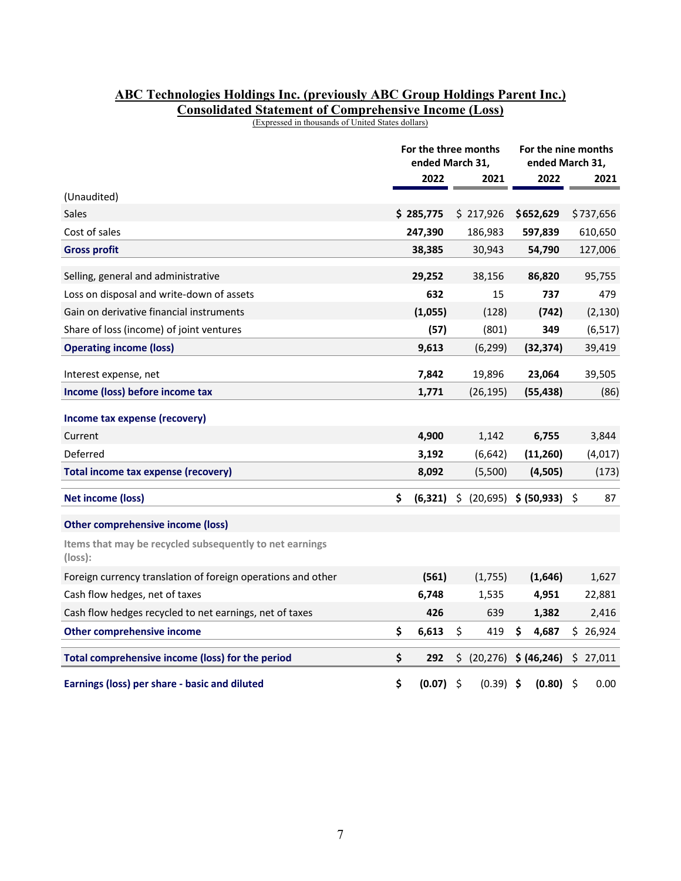# ABC Technologies Holdings Inc. (previously ABC Group Holdings Parent Inc.)

## Consolidated Statement of Comprehensive Income (Loss)

(Expressed in thousands of United States dollars)

| | For the three months ended March 31, | | For the nine months ended March 31, | |
|---|---|---|---|---|
| | **2022** | **2021** | **2022** | **2021** |
| (Unaudited) | | | | |
| Sales | **$ 285,775** | $ 217,926 | **$652,629** | $737,656 |
| Cost of sales | **247,390** | 186,983 | **597,839** | 610,650 |
| **Gross profit** | **38,385** | 30,943 | **54,790** | 127,006 |
| Selling, general and administrative | **29,252** | 38,156 | **86,820** | 95,755 |
| Loss on disposal and write-down of assets | **632** | 15 | **737** | 479 |
| Gain on derivative financial instruments | **(1,055)** | (128) | **(742)** | (2,130) |
| Share of loss (income) of joint ventures | **(57)** | (801) | **349** | (6,517) |
| **Operating income (loss)** | **9,613** | (6,299) | **(32,374)** | 39,419 |
| Interest expense, net | **7,842** | 19,896 | **23,064** | 39,505 |
| **Income (loss) before income tax** | **1,771** | (26,195) | **(55,438)** | (86) |
| **Income tax expense (recovery)** | | | | |
| Current | **4,900** | 1,142 | **6,755** | 3,844 |
| Deferred | **3,192** | (6,642) | **(11,260)** | (4,017) |
| **Total income tax expense (recovery)** | **8,092** | (5,500) | **(4,505)** | (173) |
| **Net income (loss)** | **$ (6,321)** | $ (20,695) | **$ (50,933)** | $ 87 |
| **Other comprehensive income (loss)** | | | | |
| **Items that may be recycled subsequently to net earnings (loss):** | | | | |
| Foreign currency translation of foreign operations and other | **(561)** | (1,755) | **(1,646)** | 1,627 |
| Cash flow hedges, net of taxes | **6,748** | 1,535 | **4,951** | 22,881 |
| Cash flow hedges recycled to net earnings, net of taxes | **426** | 639 | **1,382** | 2,416 |
| **Other comprehensive income** | **$ 6,613** | $ 419 | **$ 4,687** | $ 26,924 |
| **Total comprehensive income (loss) for the period** | **$ 292** | $ (20,276) | **$ (46,246)** | $ 27,011 |
| **Earnings (loss) per share - basic and diluted** | **$ (0.07)** | $ (0.39) | **$ (0.80)** | $ 0.00 |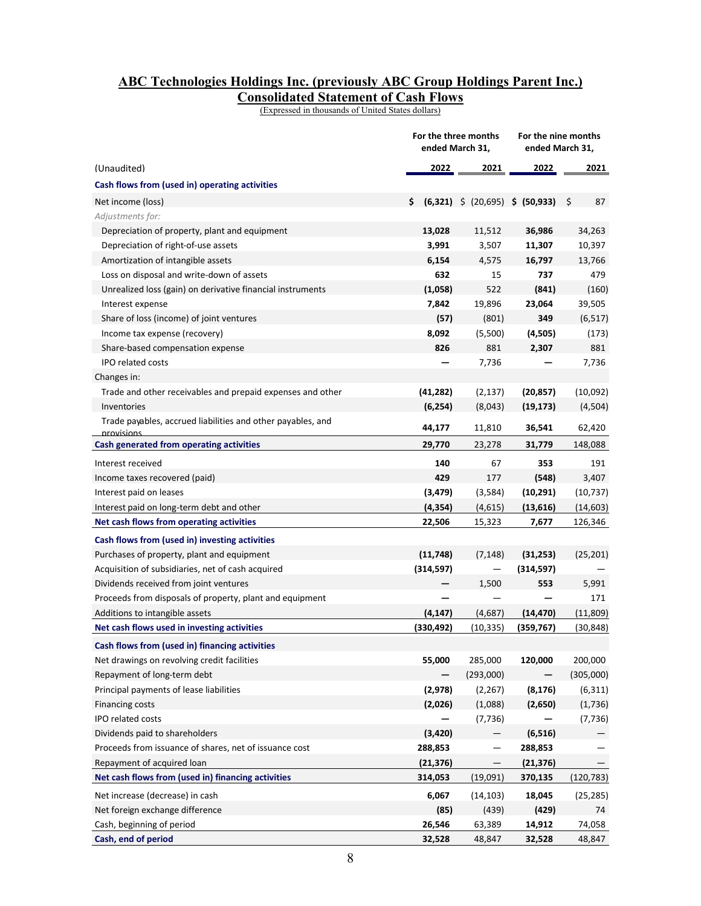# ABC Technologies Holdings Inc. (previously ABC Group Holdings Parent Inc.)
## Consolidated Statement of Cash Flows

(Expressed in thousands of United States dollars)

| (Unaudited) | For the three months ended March 31, 2022 | For the three months ended March 31, 2021 | For the nine months ended March 31, 2022 | For the nine months ended March 31, 2021 |
|---|---|---|---|---|
| **Cash flows from (used in) operating activities** | | | | |
| Net income (loss) | **$ (6,321)** | $ (20,695) | **$ (50,933)** | $ 87 |
| *Adjustments for:* | | | | |
| Depreciation of property, plant and equipment | **13,028** | 11,512 | **36,986** | 34,263 |
| Depreciation of right-of-use assets | **3,991** | 3,507 | **11,307** | 10,397 |
| Amortization of intangible assets | **6,154** | 4,575 | **16,797** | 13,766 |
| Loss on disposal and write-down of assets | **632** | 15 | **737** | 479 |
| Unrealized loss (gain) on derivative financial instruments | **(1,058)** | 522 | **(841)** | (160) |
| Interest expense | **7,842** | 19,896 | **23,064** | 39,505 |
| Share of loss (income) of joint ventures | **(57)** | (801) | **349** | (6,517) |
| Income tax expense (recovery) | **8,092** | (5,500) | **(4,505)** | (173) |
| Share-based compensation expense | **826** | 881 | **2,307** | 881 |
| IPO related costs | **—** | 7,736 | **—** | 7,736 |
| Changes in: | | | | |
| Trade and other receivables and prepaid expenses and other | **(41,282)** | (2,137) | **(20,857)** | (10,092) |
| Inventories | **(6,254)** | (8,043) | **(19,173)** | (4,504) |
| Trade payables, accrued liabilities and other payables, and provisions | **44,177** | 11,810 | **36,541** | 62,420 |
| **Cash generated from operating activities** | **29,770** | 23,278 | **31,779** | 148,088 |
| Interest received | **140** | 67 | **353** | 191 |
| Income taxes recovered (paid) | **429** | 177 | **(548)** | 3,407 |
| Interest paid on leases | **(3,479)** | (3,584) | **(10,291)** | (10,737) |
| Interest paid on long-term debt and other | **(4,354)** | (4,615) | **(13,616)** | (14,603) |
| **Net cash flows from operating activities** | **22,506** | 15,323 | **7,677** | 126,346 |
| **Cash flows from (used in) investing activities** | | | | |
| Purchases of property, plant and equipment | **(11,748)** | (7,148) | **(31,253)** | (25,201) |
| Acquisition of subsidiaries, net of cash acquired | **(314,597)** | — | **(314,597)** | — |
| Dividends received from joint ventures | **—** | 1,500 | **553** | 5,991 |
| Proceeds from disposals of property, plant and equipment | **—** | — | **—** | 171 |
| Additions to intangible assets | **(4,147)** | (4,687) | **(14,470)** | (11,809) |
| **Net cash flows used in investing activities** | **(330,492)** | (10,335) | **(359,767)** | (30,848) |
| **Cash flows from (used in) financing activities** | | | | |
| Net drawings on revolving credit facilities | **55,000** | 285,000 | **120,000** | 200,000 |
| Repayment of long-term debt | **—** | (293,000) | **—** | (305,000) |
| Principal payments of lease liabilities | **(2,978)** | (2,267) | **(8,176)** | (6,311) |
| Financing costs | **(2,026)** | (1,088) | **(2,650)** | (1,736) |
| IPO related costs | **—** | (7,736) | **—** | (7,736) |
| Dividends paid to shareholders | **(3,420)** | — | **(6,516)** | — |
| Proceeds from issuance of shares, net of issuance cost | **288,853** | — | **288,853** | — |
| Repayment of acquired loan | **(21,376)** | — | **(21,376)** | — |
| **Net cash flows from (used in) financing activities** | **314,053** | (19,091) | **370,135** | (120,783) |
| Net increase (decrease) in cash | **6,067** | (14,103) | **18,045** | (25,285) |
| Net foreign exchange difference | **(85)** | (439) | **(429)** | 74 |
| Cash, beginning of period | **26,546** | 63,389 | **14,912** | 74,058 |
| **Cash, end of period** | **32,528** | 48,847 | **32,528** | 48,847 |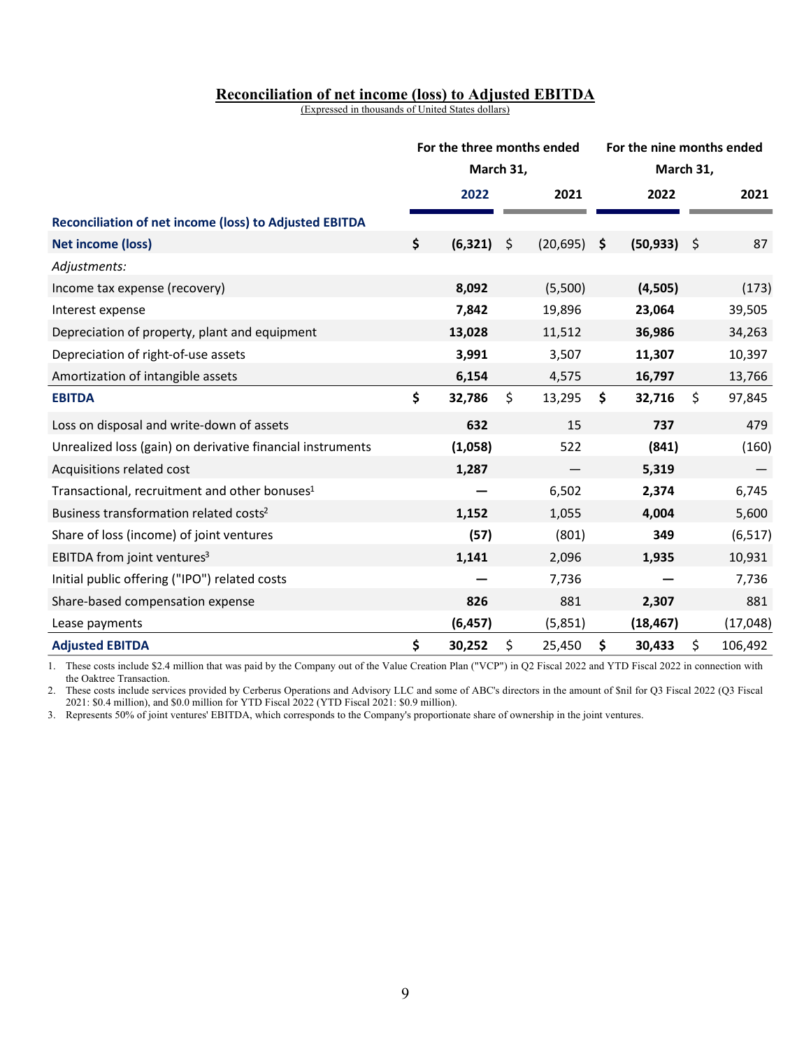## Reconciliation of net income (loss) to Adjusted EBITDA

(Expressed in thousands of United States dollars)

| | For the three months ended March 31, | | For the nine months ended March 31, | |
|---|---|---|---|---|
| | **2022** | 2021 | **2022** | 2021 |
| **Reconciliation of net income (loss) to Adjusted EBITDA** | | | | |
| **Net income (loss)** | **$ (6,321)** | $ (20,695) | **$ (50,933)** | $ 87 |
| *Adjustments:* | | | | |
| Income tax expense (recovery) | **8,092** | (5,500) | **(4,505)** | (173) |
| Interest expense | **7,842** | 19,896 | **23,064** | 39,505 |
| Depreciation of property, plant and equipment | **13,028** | 11,512 | **36,986** | 34,263 |
| Depreciation of right-of-use assets | **3,991** | 3,507 | **11,307** | 10,397 |
| Amortization of intangible assets | **6,154** | 4,575 | **16,797** | 13,766 |
| **EBITDA** | **$ 32,786** | $ 13,295 | **$ 32,716** | $ 97,845 |
| Loss on disposal and write-down of assets | **632** | 15 | **737** | 479 |
| Unrealized loss (gain) on derivative financial instruments | **(1,058)** | 522 | **(841)** | (160) |
| Acquisitions related cost | **1,287** | — | **5,319** | — |
| Transactional, recruitment and other bonuses[1] | **—** | 6,502 | **2,374** | 6,745 |
| Business transformation related costs[2] | **1,152** | 1,055 | **4,004** | 5,600 |
| Share of loss (income) of joint ventures | **(57)** | (801) | **349** | (6,517) |
| EBITDA from joint ventures[3] | **1,141** | 2,096 | **1,935** | 10,931 |
| Initial public offering ("IPO") related costs | **—** | 7,736 | **—** | 7,736 |
| Share-based compensation expense | **826** | 881 | **2,307** | 881 |
| Lease payments | **(6,457)** | (5,851) | **(18,467)** | (17,048) |
| **Adjusted EBITDA** | **$ 30,252** | $ 25,450 | **$ 30,433** | $ 106,492 |

1. These costs include $2.4 million that was paid by the Company out of the Value Creation Plan ("VCP") in Q2 Fiscal 2022 and YTD Fiscal 2022 in connection with the Oaktree Transaction.
2. These costs include services provided by Cerberus Operations and Advisory LLC and some of ABC's directors in the amount of $nil for Q3 Fiscal 2022 (Q3 Fiscal 2021: $0.4 million), and $0.0 million for YTD Fiscal 2022 (YTD Fiscal 2021: $0.9 million).
3. Represents 50% of joint ventures' EBITDA, which corresponds to the Company's proportionate share of ownership in the joint ventures.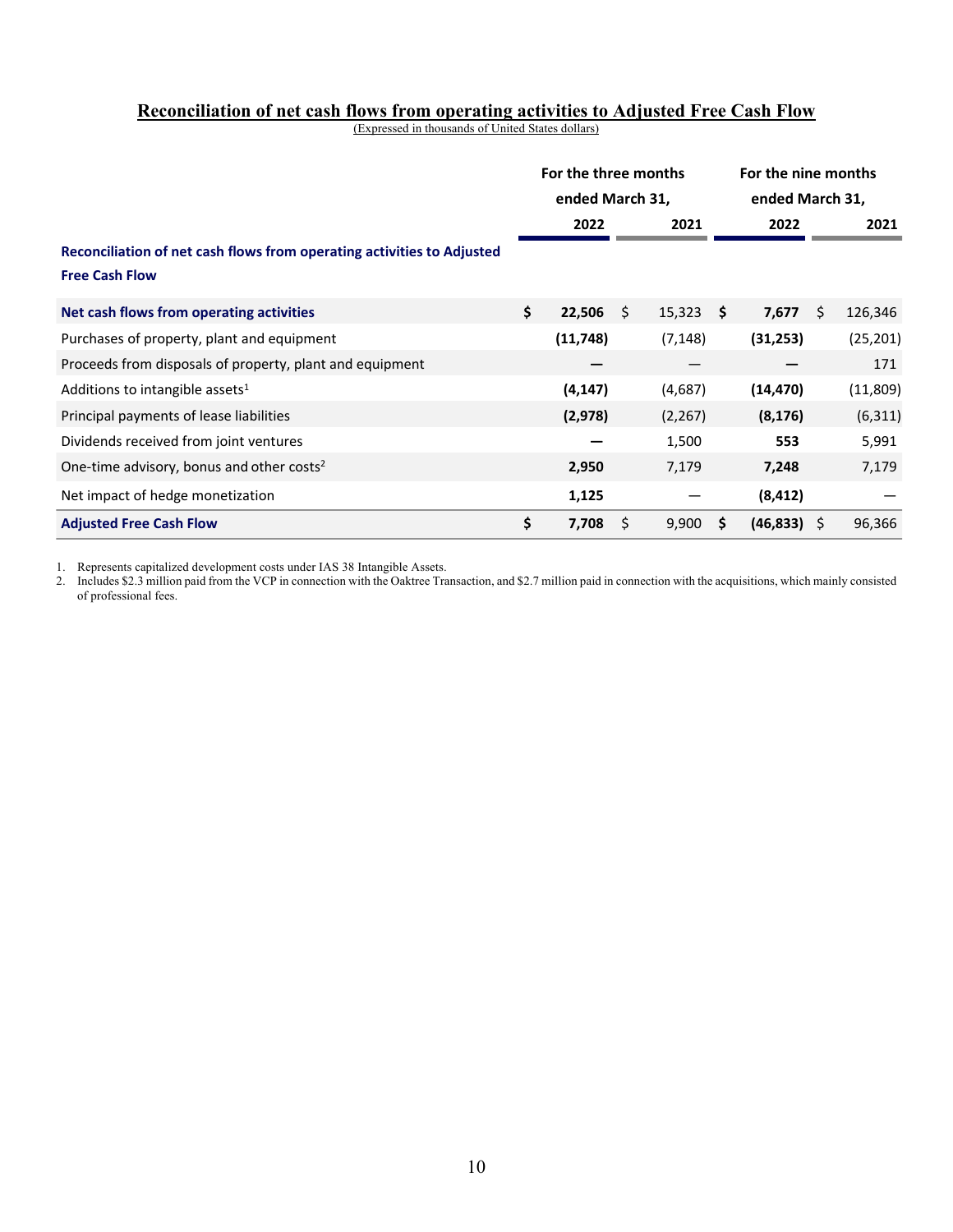## Reconciliation of net cash flows from operating activities to Adjusted Free Cash Flow

(Expressed in thousands of United States dollars)

| | For the three months ended March 31, | | For the nine months ended March 31, | |
|---|---|---|---|---|
| | **2022** | **2021** | **2022** | **2021** |
| **Reconciliation of net cash flows from operating activities to Adjusted Free Cash Flow** | | | | |
| **Net cash flows from operating activities** | **$ 22,506** | $ 15,323 | **$ 7,677** | $ 126,346 |
| Purchases of property, plant and equipment | **(11,748)** | (7,148) | **(31,253)** | (25,201) |
| Proceeds from disposals of property, plant and equipment | **—** | — | **—** | 171 |
| Additions to intangible assets[1] | **(4,147)** | (4,687) | **(14,470)** | (11,809) |
| Principal payments of lease liabilities | **(2,978)** | (2,267) | **(8,176)** | (6,311) |
| Dividends received from joint ventures | **—** | 1,500 | **553** | 5,991 |
| One-time advisory, bonus and other costs[2] | **2,950** | 7,179 | **7,248** | 7,179 |
| Net impact of hedge monetization | **1,125** | — | **(8,412)** | — |
| **Adjusted Free Cash Flow** | **$ 7,708** | $ 9,900 | **$ (46,833)** | $ 96,366 |

1. Represents capitalized development costs under IAS 38 Intangible Assets.
2. Includes $2.3 million paid from the VCP in connection with the Oaktree Transaction, and $2.7 million paid in connection with the acquisitions, which mainly consisted of professional fees.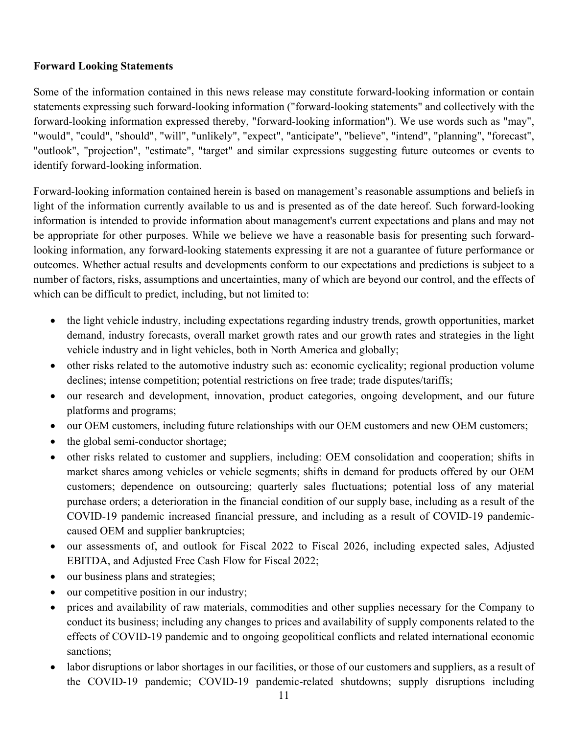**Forward Looking Statements**

Some of the information contained in this news release may constitute forward-looking information or contain statements expressing such forward-looking information ("forward-looking statements" and collectively with the forward-looking information expressed thereby, "forward-looking information"). We use words such as "may", "would", "could", "should", "will", "unlikely", "expect", "anticipate", "believe", "intend", "planning", "forecast", "outlook", "projection", "estimate", "target" and similar expressions suggesting future outcomes or events to identify forward-looking information.

Forward-looking information contained herein is based on management's reasonable assumptions and beliefs in light of the information currently available to us and is presented as of the date hereof. Such forward-looking information is intended to provide information about management's current expectations and plans and may not be appropriate for other purposes. While we believe we have a reasonable basis for presenting such forward-looking information, any forward-looking statements expressing it are not a guarantee of future performance or outcomes. Whether actual results and developments conform to our expectations and predictions is subject to a number of factors, risks, assumptions and uncertainties, many of which are beyond our control, and the effects of which can be difficult to predict, including, but not limited to:

- the light vehicle industry, including expectations regarding industry trends, growth opportunities, market demand, industry forecasts, overall market growth rates and our growth rates and strategies in the light vehicle industry and in light vehicles, both in North America and globally;
- other risks related to the automotive industry such as: economic cyclicality; regional production volume declines; intense competition; potential restrictions on free trade; trade disputes/tariffs;
- our research and development, innovation, product categories, ongoing development, and our future platforms and programs;
- our OEM customers, including future relationships with our OEM customers and new OEM customers;
- the global semi-conductor shortage;
- other risks related to customer and suppliers, including: OEM consolidation and cooperation; shifts in market shares among vehicles or vehicle segments; shifts in demand for products offered by our OEM customers; dependence on outsourcing; quarterly sales fluctuations; potential loss of any material purchase orders; a deterioration in the financial condition of our supply base, including as a result of the COVID-19 pandemic increased financial pressure, and including as a result of COVID-19 pandemic-caused OEM and supplier bankruptcies;
- our assessments of, and outlook for Fiscal 2022 to Fiscal 2026, including expected sales, Adjusted EBITDA, and Adjusted Free Cash Flow for Fiscal 2022;
- our business plans and strategies;
- our competitive position in our industry;
- prices and availability of raw materials, commodities and other supplies necessary for the Company to conduct its business; including any changes to prices and availability of supply components related to the effects of COVID-19 pandemic and to ongoing geopolitical conflicts and related international economic sanctions;
- labor disruptions or labor shortages in our facilities, or those of our customers and suppliers, as a result of the COVID-19 pandemic; COVID-19 pandemic-related shutdowns; supply disruptions including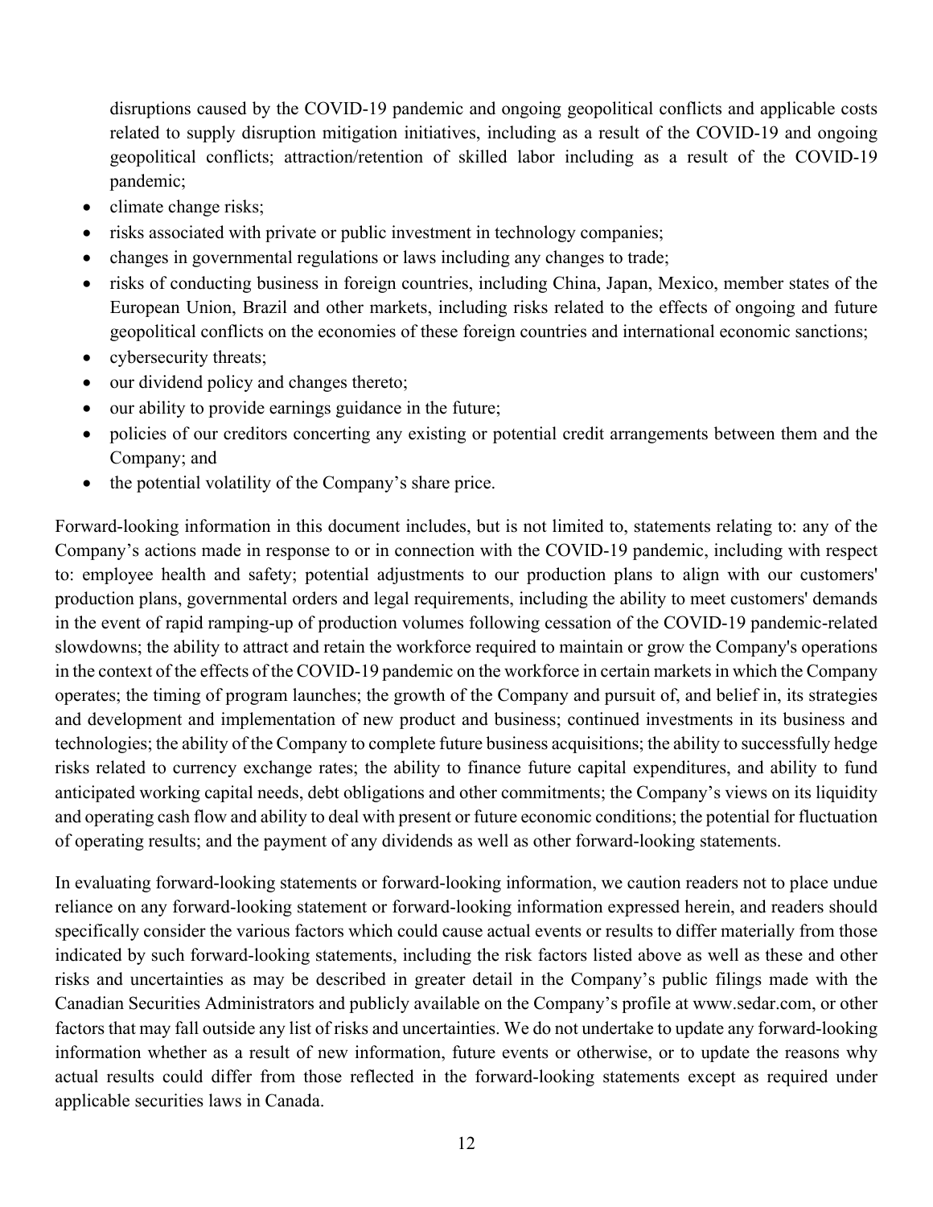disruptions caused by the COVID-19 pandemic and ongoing geopolitical conflicts and applicable costs related to supply disruption mitigation initiatives, including as a result of the COVID-19 and ongoing geopolitical conflicts; attraction/retention of skilled labor including as a result of the COVID-19 pandemic;

- climate change risks;
- risks associated with private or public investment in technology companies;
- changes in governmental regulations or laws including any changes to trade;
- risks of conducting business in foreign countries, including China, Japan, Mexico, member states of the European Union, Brazil and other markets, including risks related to the effects of ongoing and future geopolitical conflicts on the economies of these foreign countries and international economic sanctions;
- cybersecurity threats;
- our dividend policy and changes thereto;
- our ability to provide earnings guidance in the future;
- policies of our creditors concerting any existing or potential credit arrangements between them and the Company; and
- the potential volatility of the Company's share price.

Forward-looking information in this document includes, but is not limited to, statements relating to: any of the Company's actions made in response to or in connection with the COVID-19 pandemic, including with respect to: employee health and safety; potential adjustments to our production plans to align with our customers' production plans, governmental orders and legal requirements, including the ability to meet customers' demands in the event of rapid ramping-up of production volumes following cessation of the COVID-19 pandemic-related slowdowns; the ability to attract and retain the workforce required to maintain or grow the Company's operations in the context of the effects of the COVID-19 pandemic on the workforce in certain markets in which the Company operates; the timing of program launches; the growth of the Company and pursuit of, and belief in, its strategies and development and implementation of new product and business; continued investments in its business and technologies; the ability of the Company to complete future business acquisitions; the ability to successfully hedge risks related to currency exchange rates; the ability to finance future capital expenditures, and ability to fund anticipated working capital needs, debt obligations and other commitments; the Company's views on its liquidity and operating cash flow and ability to deal with present or future economic conditions; the potential for fluctuation of operating results; and the payment of any dividends as well as other forward-looking statements.

In evaluating forward-looking statements or forward-looking information, we caution readers not to place undue reliance on any forward-looking statement or forward-looking information expressed herein, and readers should specifically consider the various factors which could cause actual events or results to differ materially from those indicated by such forward-looking statements, including the risk factors listed above as well as these and other risks and uncertainties as may be described in greater detail in the Company's public filings made with the Canadian Securities Administrators and publicly available on the Company's profile at www.sedar.com, or other factors that may fall outside any list of risks and uncertainties. We do not undertake to update any forward-looking information whether as a result of new information, future events or otherwise, or to update the reasons why actual results could differ from those reflected in the forward-looking statements except as required under applicable securities laws in Canada.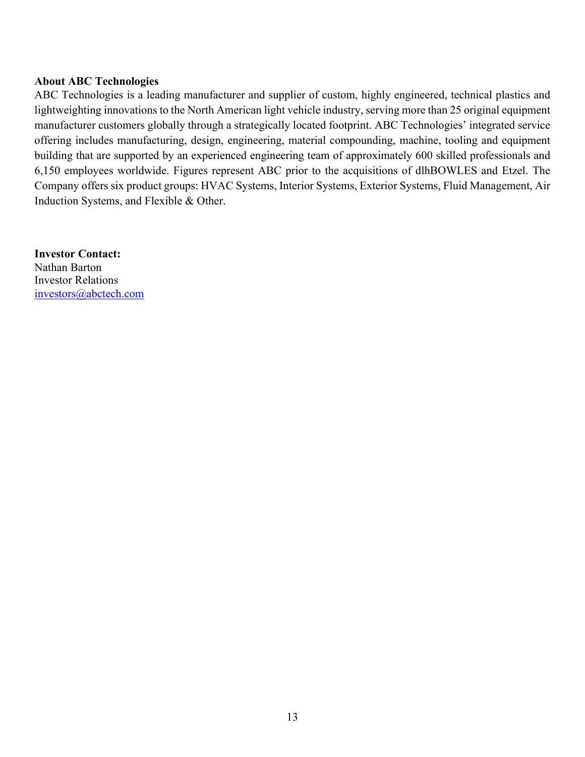**About ABC Technologies**

ABC Technologies is a leading manufacturer and supplier of custom, highly engineered, technical plastics and lightweighting innovations to the North American light vehicle industry, serving more than 25 original equipment manufacturer customers globally through a strategically located footprint. ABC Technologies' integrated service offering includes manufacturing, design, engineering, material compounding, machine, tooling and equipment building that are supported by an experienced engineering team of approximately 600 skilled professionals and 6,150 employees worldwide. Figures represent ABC prior to the acquisitions of dlhBOWLES and Etzel. The Company offers six product groups: HVAC Systems, Interior Systems, Exterior Systems, Fluid Management, Air Induction Systems, and Flexible & Other.

**Investor Contact:**
Nathan Barton
Investor Relations
investors@abctech.com